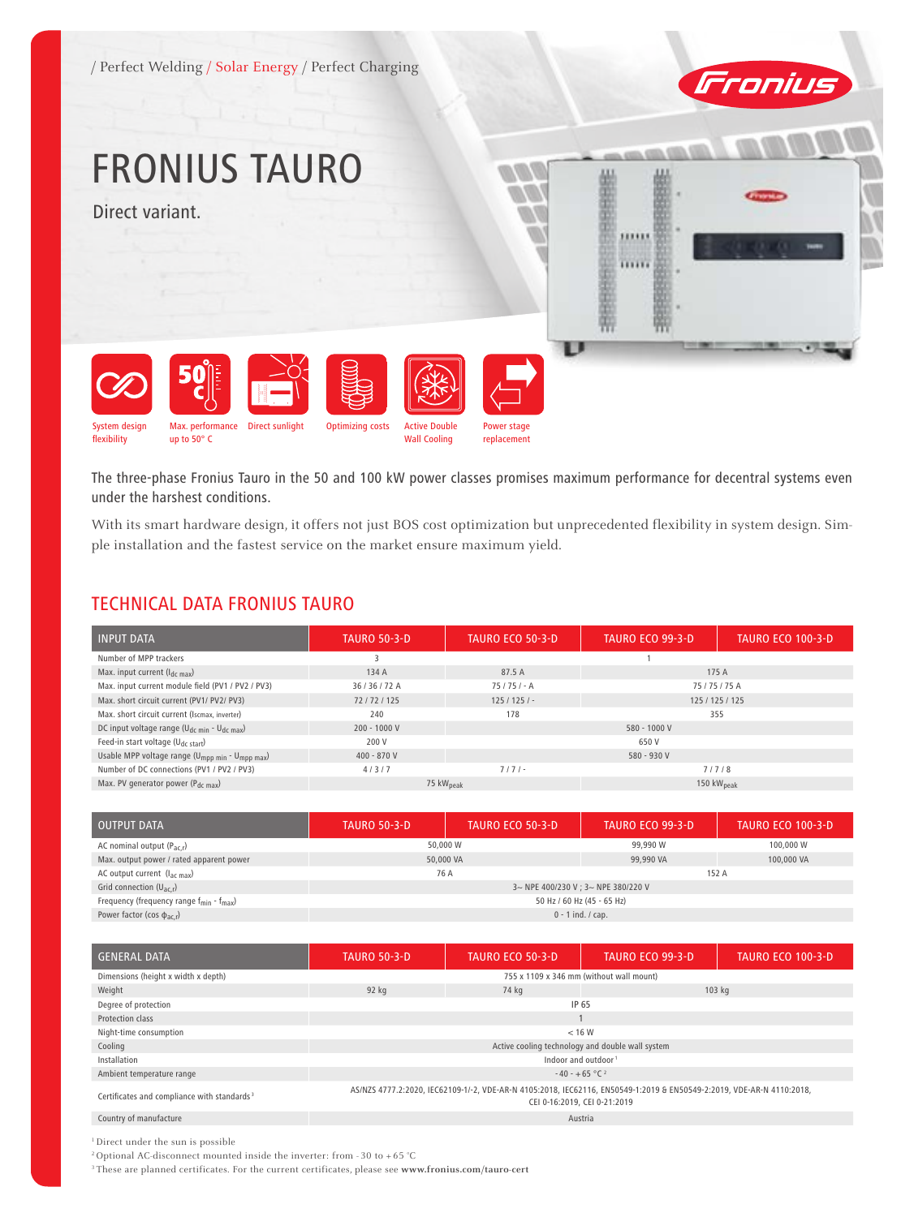/ Perfect Welding / Solar Energy / Perfect Charging

# FRONIUS TAURO

Direct variant.

System design flexibility | Max. performance up to 50° C | Direct sunlight | Optimizing costs | Active Double Wall Cooling | Power stage replacement

The three-phase Fronius Tauro in the 50 and 100 kW power classes promises maximum performance for decentral systems even under the harshest conditions.

With its smart hardware design, it offers not just BOS cost optimization but unprecedented flexibility in system design. Simple installation and the fastest service on the market ensure maximum yield.

## TECHNICAL DATA FRONIUS TAURO

| INPUT DATA | TAURO 50-3-D | TAURO ECO 50-3-D | TAURO ECO 99-3-D | TAURO ECO 100-3-D |
|---|---|---|---|---|
| Number of MPP trackers | 3 | 1 | | |
| Max. input current ($I_{dc\ max}$) | 134 A | 87.5 A | 175 A | |
| Max. input current module field (PV1 / PV2 / PV3) | 36 / 36 / 72 A | 75 / 75 / - A | 75 / 75 / 75 A | |
| Max. short circuit current (PV1/ PV2/ PV3) | 72 / 72 / 125 | 125 / 125 / - | 125 / 125 / 125 | |
| Max. short circuit current ($I_{scmax,\ inverter}$) | 240 | 178 | 355 | |
| DC input voltage range ($U_{dc\ min}$ - $U_{dc\ max}$) | 200 - 1000 V | 580 - 1000 V | | |
| Feed-in start voltage ($U_{dc\ start}$) | 200 V | 650 V | | |
| Usable MPP voltage range ($U_{mpp\ min}$ - $U_{mpp\ max}$) | 400 - 870 V | 580 - 930 V | | |
| Number of DC connections (PV1 / PV2 / PV3) | 4 / 3 / 7 | 7 / 7 / - | 7 / 7 / 8 | |
| Max. PV generator power ($P_{dc\ max}$) | 75 $kW_{peak}$ | | 150 $kW_{peak}$ | |

| OUTPUT DATA | TAURO 50-3-D | TAURO ECO 50-3-D | TAURO ECO 99-3-D | TAURO ECO 100-3-D |
|---|---|---|---|---|
| AC nominal output ($P_{ac,r}$) | 50,000 W | | 99,990 W | 100,000 W |
| Max. output power / rated apparent power | 50,000 VA | | 99,990 VA | 100,000 VA |
| AC output current ($I_{ac\ max}$) | 76 A | | 152 A | |
| Grid connection ($U_{ac,r}$) | 3~ NPE 400/230 V ; 3~ NPE 380/220 V | | | |
| Frequency (frequency range $f_{min}$ - $f_{max}$) | 50 Hz / 60 Hz (45 - 65 Hz) | | | |
| Power factor (cos $\phi_{ac,r}$) | 0 - 1 ind. / cap. | | | |

| GENERAL DATA | TAURO 50-3-D | TAURO ECO 50-3-D | TAURO ECO 99-3-D | TAURO ECO 100-3-D |
|---|---|---|---|---|
| Dimensions (height x width x depth) | 755 x 1109 x 346 mm (without wall mount) | | | |
| Weight | 92 kg | 74 kg | 103 kg | |
| Degree of protection | IP 65 | | | |
| Protection class | 1 | | | |
| Night-time consumption | < 16 W | | | |
| Cooling | Active cooling technology and double wall system | | | |
| Installation | Indoor and outdoor [1] | | | |
| Ambient temperature range | -40 - +65 °C [2] | | | |
| Certificates and compliance with standards [3] | AS/NZS 4777.2:2020, IEC62109-1/-2, VDE-AR-N 4105:2018, IEC62116, EN50549-1:2019 & EN50549-2:2019, VDE-AR-N 4110:2018, CEI 0-16:2019, CEI 0-21:2019 | | | |
| Country of manufacture | Austria | | | |

[1] Direct under the sun is possible

[2] Optional AC-disconnect mounted inside the inverter: from -30 to +65 °C

[3] These are planned certificates. For the current certificates, please see **www.fronius.com/tauro-cert**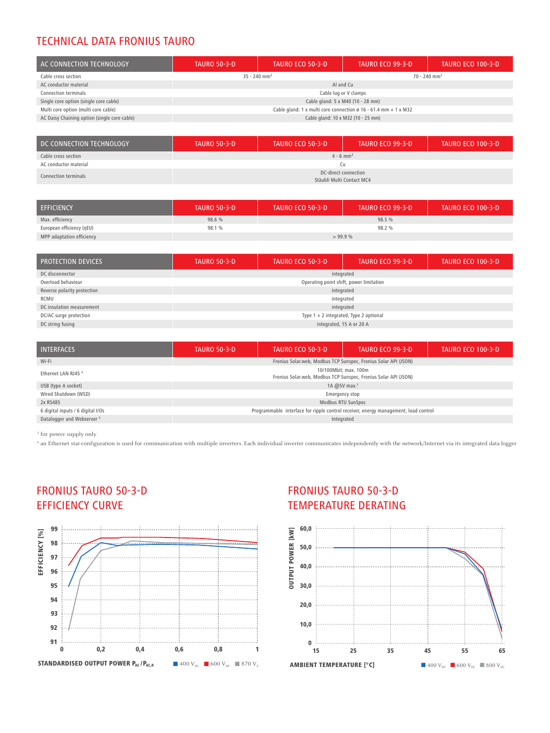## TECHNICAL DATA FRONIUS TAURO

| AC CONNECTION TECHNOLOGY | TAURO 50-3-D | TAURO ECO 50-3-D | TAURO ECO 99-3-D | TAURO ECO 100-3-D |
|---|---|---|---|---|
| Cable cross section | 35 - 240 mm² | | 70 - 240 mm² | |
| AC conductor material | Al and Cu | | | |
| Connection terminals | Cable lug or V clamps | | | |
| Single core option (single core cable) | Cable gland: 5 x M40 (10 - 28 mm) | | | |
| Multi core option (multi core cable) | Cable gland: 1 x multi core connection ø 16 - 61.4 mm + 1 x M32 | | | |
| AC Daisy Chaining option (single core cable) | Cable gland: 10 x M32 (10 - 25 mm) | | | |

| DC CONNECTION TECHNOLOGY | TAURO 50-3-D | TAURO ECO 50-3-D | TAURO ECO 99-3-D | TAURO ECO 100-3-D |
|---|---|---|---|---|
| Cable cross section | 4 - 6 mm² | | | |
| AC conductor material | Cu | | | |
| Connection terminals | DC-direct connection<br>Stäubli Multi Contact MC4 | | | |

| EFFICIENCY | TAURO 50-3-D | TAURO ECO 50-3-D | TAURO ECO 99-3-D | TAURO ECO 100-3-D |
|---|---|---|---|---|
| Max. efficiency | 98.6 % | 98.5 % | | |
| European efficiency (ηEU) | 98.1 % | 98.2 % | | |
| MPP adaptation efficiency | > 99.9 % | | | |

| PROTECTION DEVICES | TAURO 50-3-D | TAURO ECO 50-3-D | TAURO ECO 99-3-D | TAURO ECO 100-3-D |
|---|---|---|---|---|
| DC disconnector | integrated | | | |
| Overload behaviour | Operating point shift, power limitation | | | |
| Reverse polarity protection | integrated | | | |
| RCMU | integrated | | | |
| DC insulation measurement | integrated | | | |
| DC/AC surge protection | Type 1 + 2 integrated, Type 2 optional | | | |
| DC string fusing | integrated, 15 A or 20 A | | | |

| INTERFACES | TAURO 50-3-D | TAURO ECO 50-3-D | TAURO ECO 99-3-D | TAURO ECO 100-3-D |
|---|---|---|---|---|
| Wi-Fi | Fronius Solar.web, Modbus TCP Sunspec, Fronius Solar API (JSON) | | | |
| Ethernet LAN RJ45 [4] | 10/100Mbit; max. 100m<br>Fronius Solar.web, Modbus TCP Sunspec, Fronius Solar API (JSON) | | | |
| USB (type A socket) | 1A @5V max.[3] | | | |
| Wired Shutdown (WSD) | Emergency stop | | | |
| 2x RS485 | Modbus RTU SunSpec | | | |
| 6 digital inputs / 6 digital I/Os | Programmable interface for ripple control receiver, energy management, load control | | | |
| Datalogger and Webserver [4] | Integrated | | | |

[3] for power supply only

[4] an Ethernet star-configuration is used for communication with multiple inverters. Each individual inverter communicates independently with the network/Internet via its integrated data logger

## FRONIUS TAURO 50-3-D EFFICIENCY CURVE

## FRONIUS TAURO 50-3-D TEMPERATURE DERATING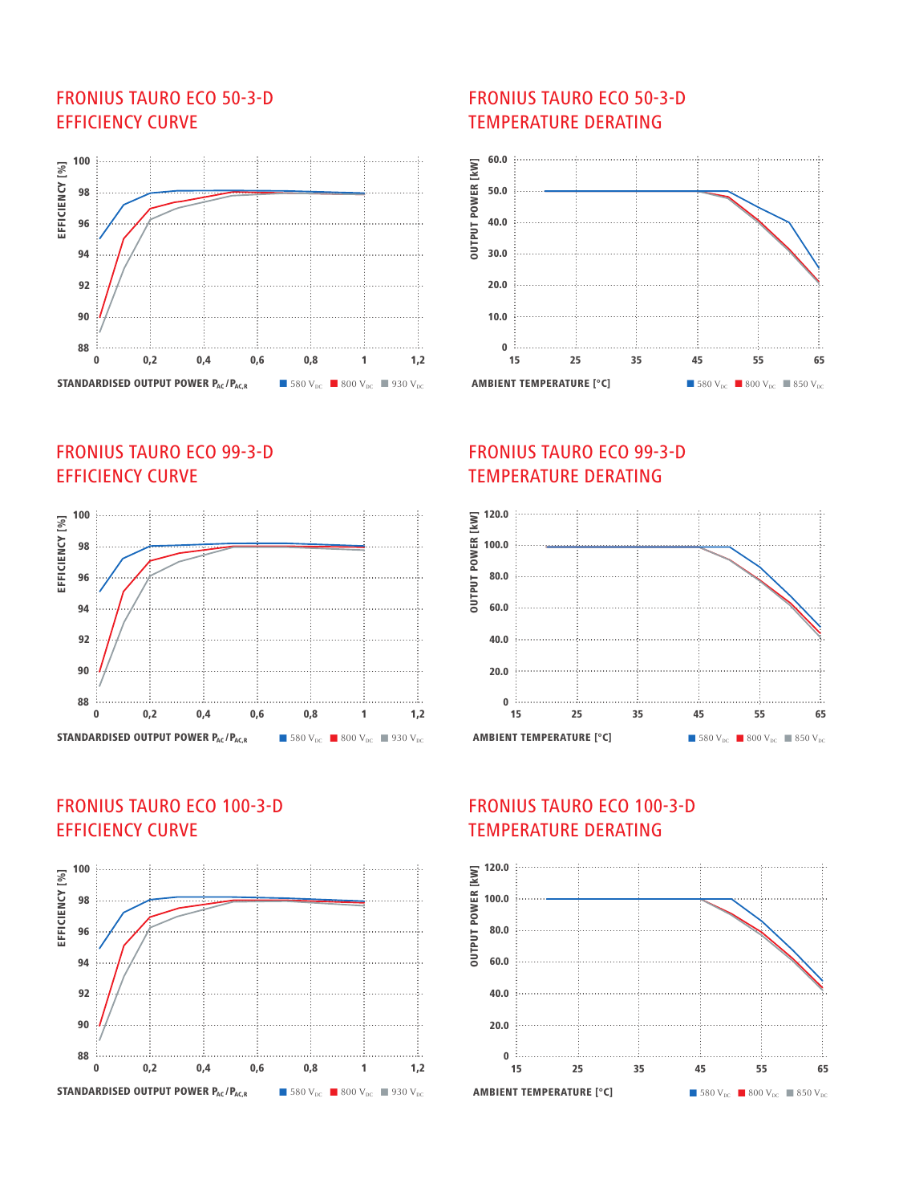## FRONIUS TAURO ECO 50-3-D EFFICIENCY CURVE

EFFICIENCY [%]

STANDARDISED OUTPUT POWER $P_{AC}/P_{AC,R}$

580 $V_{DC}$ 800 $V_{DC}$ 930 $V_{DC}$

## FRONIUS TAURO ECO 50-3-D TEMPERATURE DERATING

OUTPUT POWER [kW]

AMBIENT TEMPERATURE [°C]

580 $V_{DC}$ 800 $V_{DC}$ 850 $V_{DC}$

## FRONIUS TAURO ECO 99-3-D EFFICIENCY CURVE

EFFICIENCY [%]

STANDARDISED OUTPUT POWER $P_{AC}/P_{AC,R}$

580 $V_{DC}$ 800 $V_{DC}$ 930 $V_{DC}$

## FRONIUS TAURO ECO 99-3-D TEMPERATURE DERATING

OUTPUT POWER [kW]

AMBIENT TEMPERATURE [°C]

580 $V_{DC}$ 800 $V_{DC}$ 850 $V_{DC}$

## FRONIUS TAURO ECO 100-3-D EFFICIENCY CURVE

EFFICIENCY [%]

STANDARDISED OUTPUT POWER $P_{AC}/P_{AC,R}$

580 $V_{DC}$ 800 $V_{DC}$ 930 $V_{DC}$

## FRONIUS TAURO ECO 100-3-D TEMPERATURE DERATING

OUTPUT POWER [kW]

AMBIENT TEMPERATURE [°C]

580 $V_{DC}$ 800 $V_{DC}$ 850 $V_{DC}$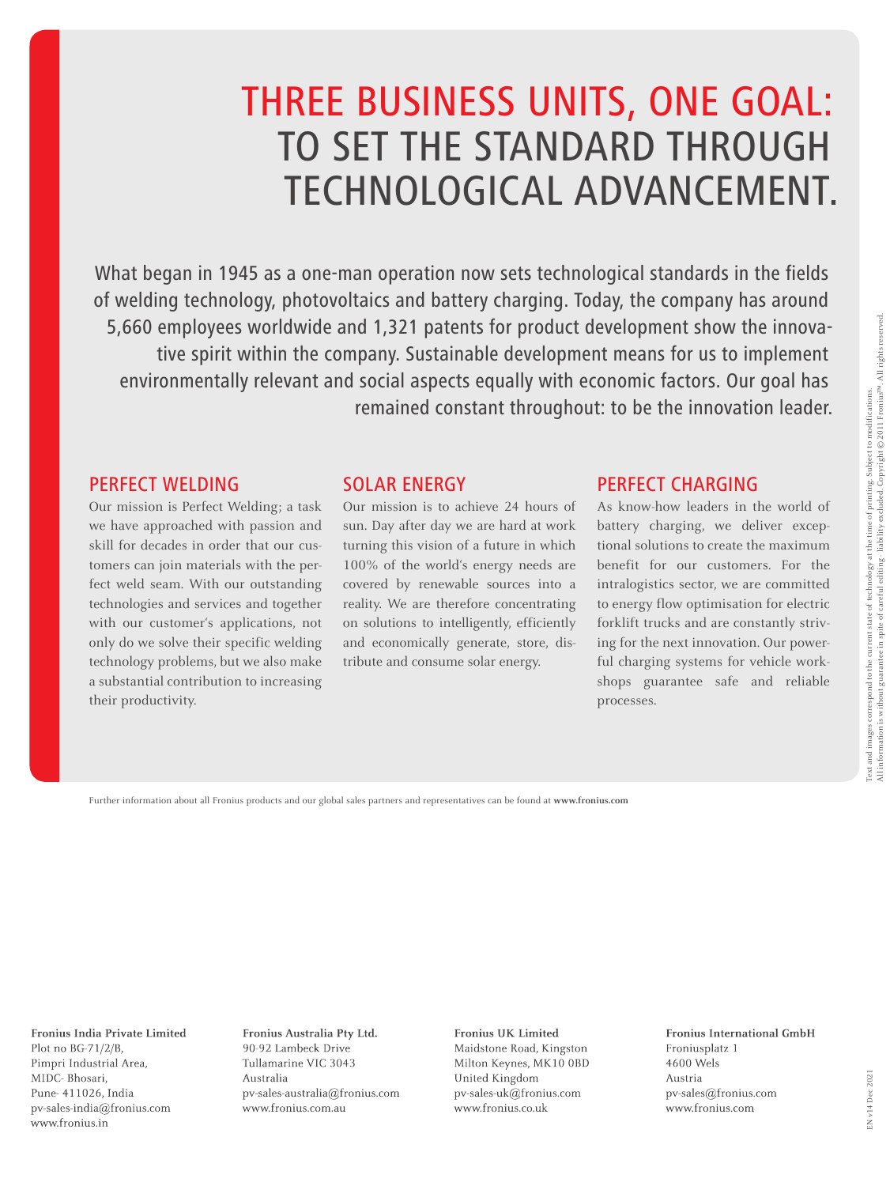# THREE BUSINESS UNITS, ONE GOAL: TO SET THE STANDARD THROUGH TECHNOLOGICAL ADVANCEMENT.

What began in 1945 as a one-man operation now sets technological standards in the fields of welding technology, photovoltaics and battery charging. Today, the company has around 5,660 employees worldwide and 1,321 patents for product development show the innovative spirit within the company. Sustainable development means for us to implement environmentally relevant and social aspects equally with economic factors. Our goal has remained constant throughout: to be the innovation leader.

## PERFECT WELDING

Our mission is Perfect Welding; a task we have approached with passion and skill for decades in order that our customers can join materials with the perfect weld seam. With our outstanding technologies and services and together with our customer's applications, not only do we solve their specific welding technology problems, but we also make a substantial contribution to increasing their productivity.

## SOLAR ENERGY

Our mission is to achieve 24 hours of sun. Day after day we are hard at work turning this vision of a future in which 100% of the world's energy needs are covered by renewable sources into a reality. We are therefore concentrating on solutions to intelligently, efficiently and economically generate, store, distribute and consume solar energy.

## PERFECT CHARGING

As know-how leaders in the world of battery charging, we deliver exceptional solutions to create the maximum benefit for our customers. For the intralogistics sector, we are committed to energy flow optimisation for electric forklift trucks and are constantly striving for the next innovation. Our powerful charging systems for vehicle workshops guarantee safe and reliable processes.

Further information about all Fronius products and our global sales partners and representatives can be found at **www.fronius.com**

Text and images correspond to the current state of technology at the time of printing. Subject to modifications.
All information is without guarantee in spite of careful editing - liability excluded. Copyright © 2011 Fronius™. All rights reserved.

**Fronius India Private Limited**
Plot no BG-71/2/B,
Pimpri Industrial Area,
MIDC- Bhosari,
Pune- 411026, India
pv-sales-india@fronius.com
www.fronius.in

**Fronius Australia Pty Ltd.**
90-92 Lambeck Drive
Tullamarine VIC 3043
Australia
pv-sales-australia@fronius.com
www.fronius.com.au

**Fronius UK Limited**
Maidstone Road, Kingston
Milton Keynes, MK10 0BD
United Kingdom
pv-sales-uk@fronius.com
www.fronius.co.uk

**Fronius International GmbH**
Froniusplatz 1
4600 Wels
Austria
pv-sales@fronius.com
www.fronius.com

EN v14 Dec 2021